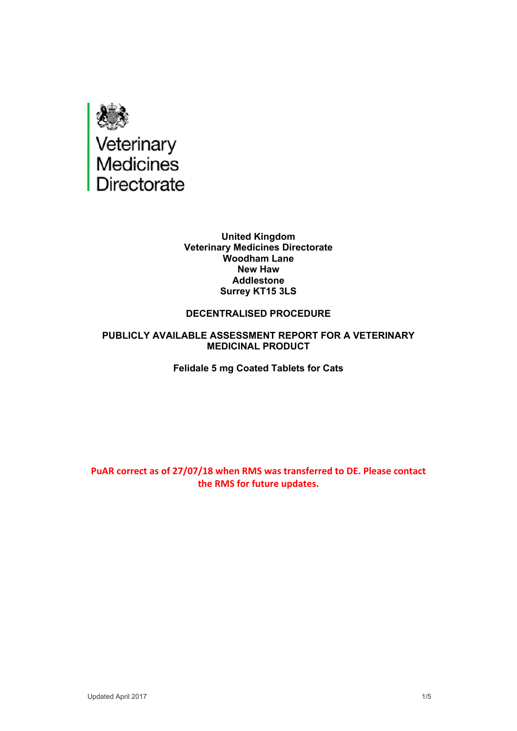Veterinary Medicines Directorate

**United Kingdom**
**Veterinary Medicines Directorate**
**Woodham Lane**
**New Haw**
**Addlestone**
**Surrey KT15 3LS**

**DECENTRALISED PROCEDURE**

**PUBLICLY AVAILABLE ASSESSMENT REPORT FOR A VETERINARY MEDICINAL PRODUCT**

**Felidale 5 mg Coated Tablets for Cats**

**PuAR correct as of 27/07/18 when RMS was transferred to DE. Please contact the RMS for future updates.**

Updated April 2017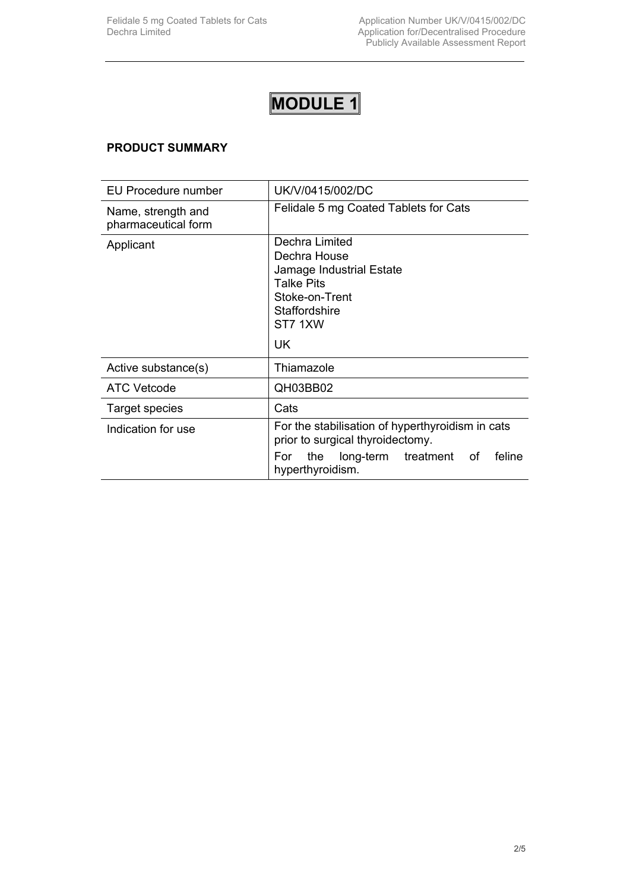# MODULE 1

## PRODUCT SUMMARY

| EU Procedure number | UK/V/0415/002/DC |
|---|---|
| Name, strength and pharmaceutical form | Felidale 5 mg Coated Tablets for Cats |
| Applicant | Dechra Limited<br>Dechra House<br>Jamage Industrial Estate<br>Talke Pits<br>Stoke-on-Trent<br>Staffordshire<br>ST7 1XW<br>UK |
| Active substance(s) | Thiamazole |
| ATC Vetcode | QH03BB02 |
| Target species | Cats |
| Indication for use | For the stabilisation of hyperthyroidism in cats prior to surgical thyroidectomy.<br>For the long-term treatment of feline hyperthyroidism. |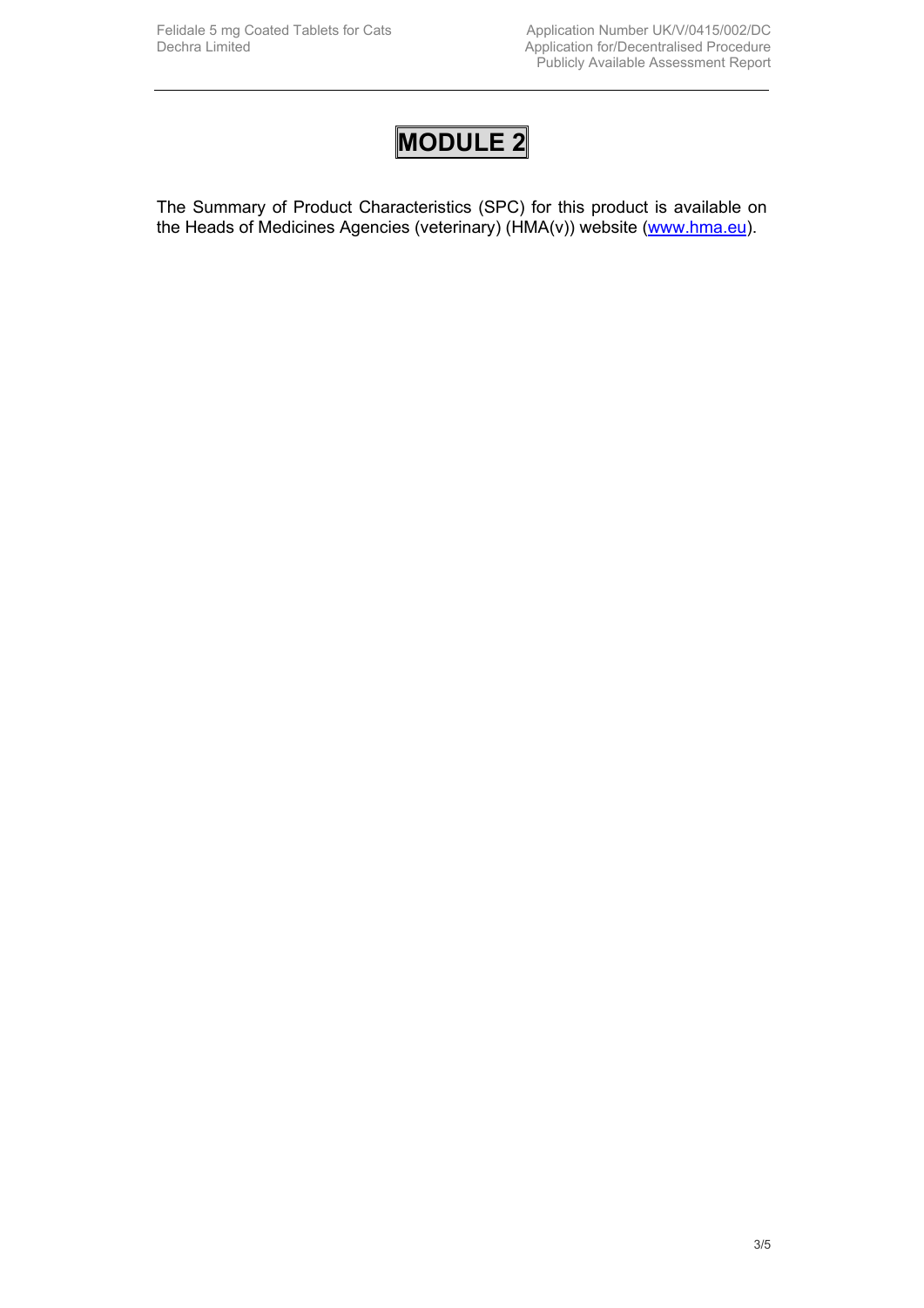# MODULE 2

The Summary of Product Characteristics (SPC) for this product is available on the Heads of Medicines Agencies (veterinary) (HMA(v)) website (www.hma.eu).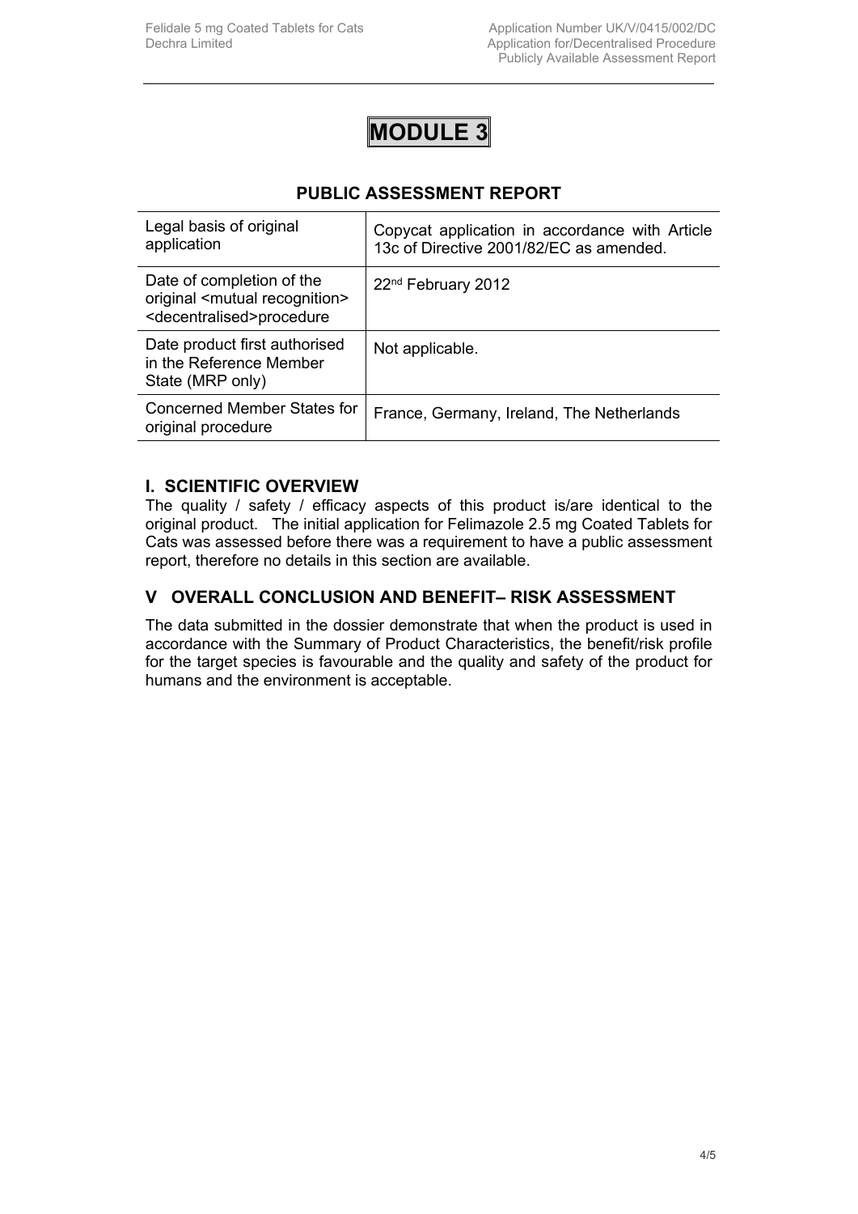# MODULE 3

## PUBLIC ASSESSMENT REPORT

| Legal basis of original application | Copycat application in accordance with Article 13c of Directive 2001/82/EC as amended. |
|---|---|
| Date of completion of the original <mutual recognition> <decentralised>procedure | 22nd February 2012 |
| Date product first authorised in the Reference Member State (MRP only) | Not applicable. |
| Concerned Member States for original procedure | France, Germany, Ireland, The Netherlands |

## I. SCIENTIFIC OVERVIEW

The quality / safety / efficacy aspects of this product is/are identical to the original product. The initial application for Felimazole 2.5 mg Coated Tablets for Cats was assessed before there was a requirement to have a public assessment report, therefore no details in this section are available.

## V OVERALL CONCLUSION AND BENEFIT– RISK ASSESSMENT

The data submitted in the dossier demonstrate that when the product is used in accordance with the Summary of Product Characteristics, the benefit/risk profile for the target species is favourable and the quality and safety of the product for humans and the environment is acceptable.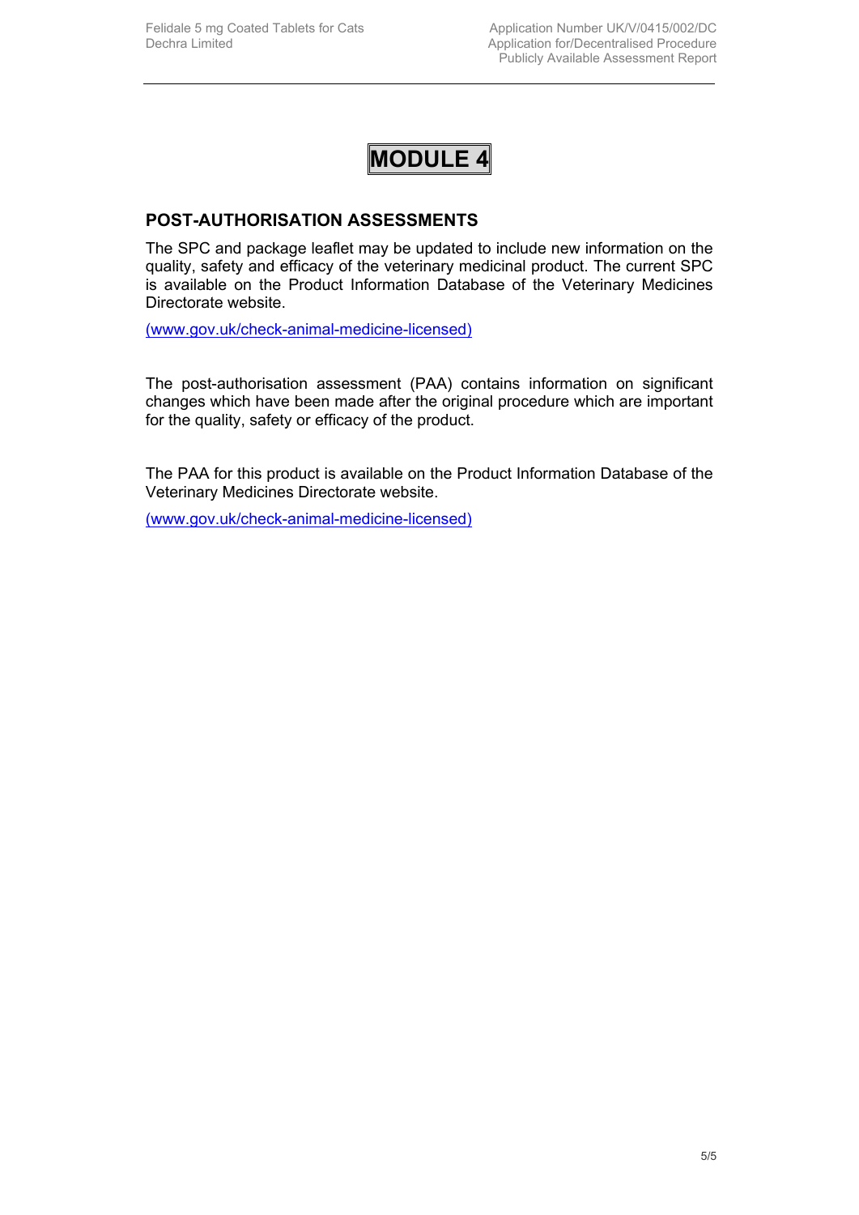# MODULE 4

## POST-AUTHORISATION ASSESSMENTS

The SPC and package leaflet may be updated to include new information on the quality, safety and efficacy of the veterinary medicinal product. The current SPC is available on the Product Information Database of the Veterinary Medicines Directorate website.

(www.gov.uk/check-animal-medicine-licensed)

The post-authorisation assessment (PAA) contains information on significant changes which have been made after the original procedure which are important for the quality, safety or efficacy of the product.

The PAA for this product is available on the Product Information Database of the Veterinary Medicines Directorate website.

(www.gov.uk/check-animal-medicine-licensed)